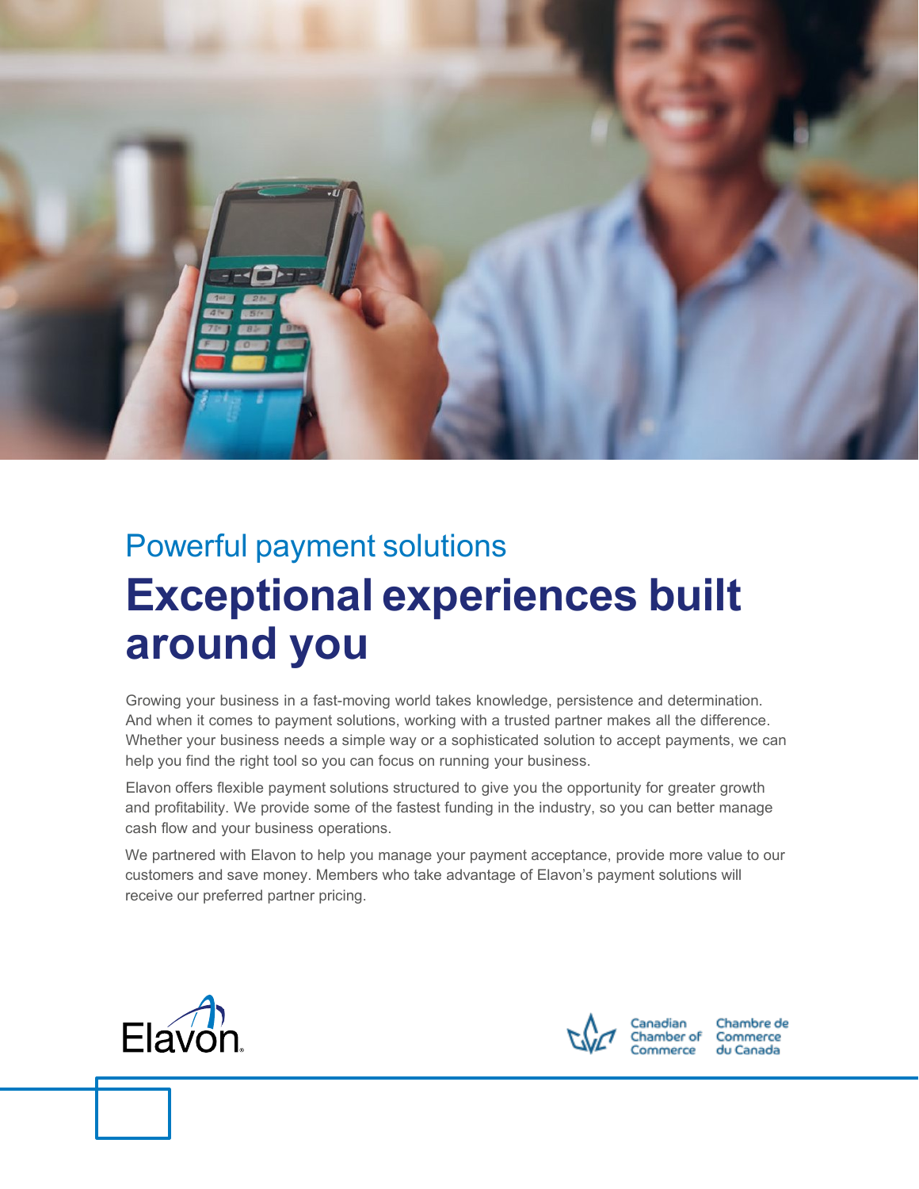## Powerful payment solutions

# Exceptional experiences built around you

Growing your business in a fast-moving world takes knowledge, persistence and determination. And when it comes to payment solutions, working with a trusted partner makes all the difference. Whether your business needs a simple way or a sophisticated solution to accept payments, we can help you find the right tool so you can focus on running your business.

Elavon offers flexible payment solutions structured to give you the opportunity for greater growth and profitability. We provide some of the fastest funding in the industry, so you can better manage cash flow and your business operations.

We partnered with Elavon to help you manage your payment acceptance, provide more value to our customers and save money. Members who take advantage of Elavon's payment solutions will receive our preferred partner pricing.

Elavon

Canadian Chamber of Commerce | Chambre de Commerce du Canada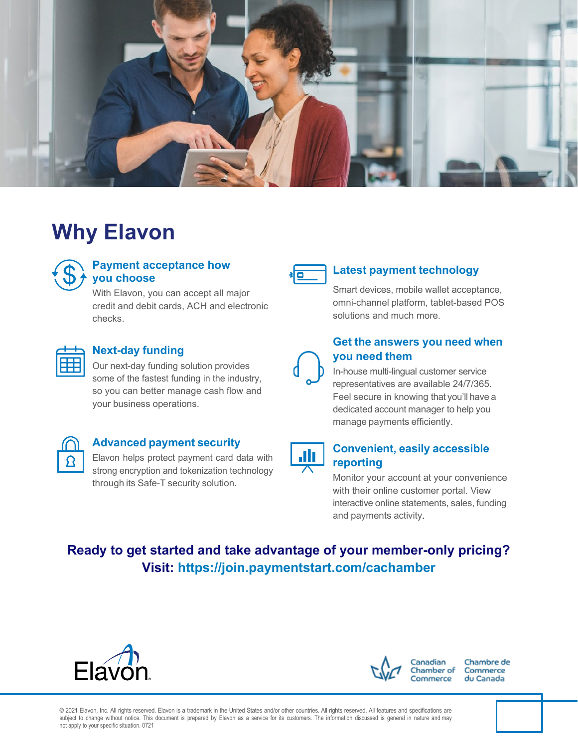# Why Elavon

### Payment acceptance how you choose

With Elavon, you can accept all major credit and debit cards, ACH and electronic checks.

### Next-day funding

Our next-day funding solution provides some of the fastest funding in the industry, so you can better manage cash flow and your business operations.

### Advanced payment security

Elavon helps protect payment card data with strong encryption and tokenization technology through its Safe-T security solution.

### Latest payment technology

Smart devices, mobile wallet acceptance, omni-channel platform, tablet-based POS solutions and much more.

### Get the answers you need when you need them

In-house multi-lingual customer service representatives are available 24/7/365. Feel secure in knowing that you'll have a dedicated account manager to help you manage payments efficiently.

### Convenient, easily accessible reporting

Monitor your account at your convenience with their online customer portal. View interactive online statements, sales, funding and payments activity.

**Ready to get started and take advantage of your member-only pricing?**
**Visit: https://join.paymentstart.com/cachamber**

Elavon

Canadian Chamber of Commerce | Chambre de Commerce du Canada

© 2021 Elavon, Inc. All rights reserved. Elavon is a trademark in the United States and/or other countries. All rights reserved. All features and specifications are subject to change without notice. This document is prepared by Elavon as a service for its customers. The information discussed is general in nature and may not apply to your specific situation. 0721